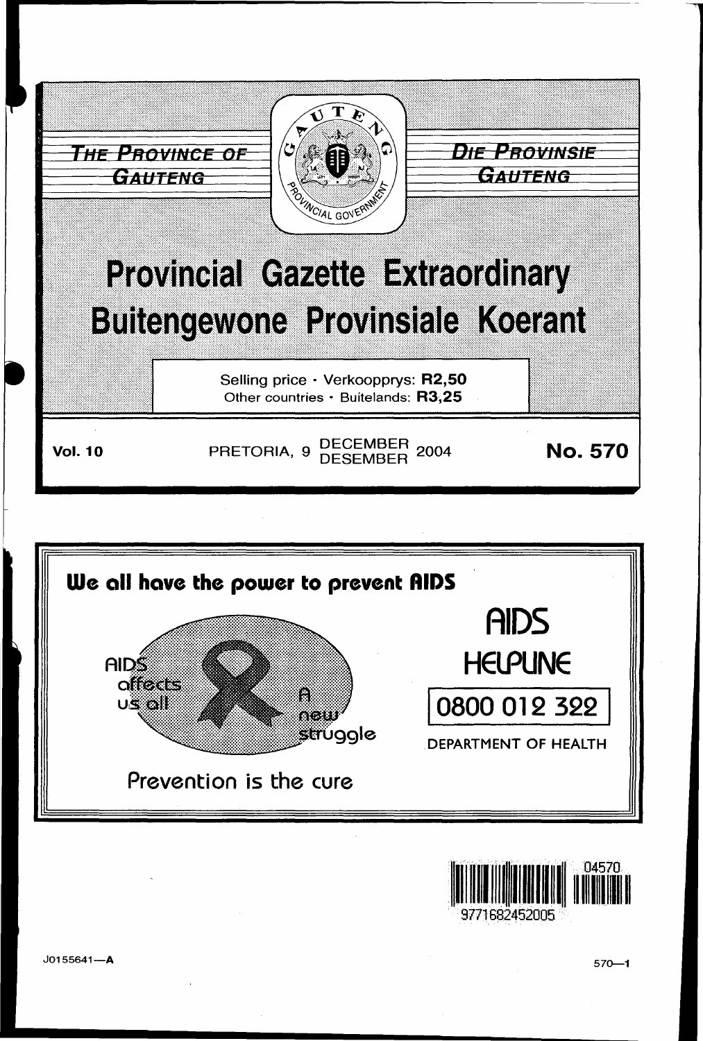**THE PROVINCE OF GAUTENG** | **DIE PROVINSIE GAUTENG**

# Provincial Gazette Extraordinary
# Buitengewone Provinsiale Koerant

Selling price · Verkoopprys: **R2,50**
Other countries · Buitelands: **R3,25**

**Vol. 10** PRETORIA, 9 DECEMBER DESEMBER 2004 **No. 570**

**We all have the power to prevent AIDS**

AIDS affects us all

A new struggle

Prevention is the cure

AIDS HELPLINE

0800 012 322

DEPARTMENT OF HEALTH

J0155641—A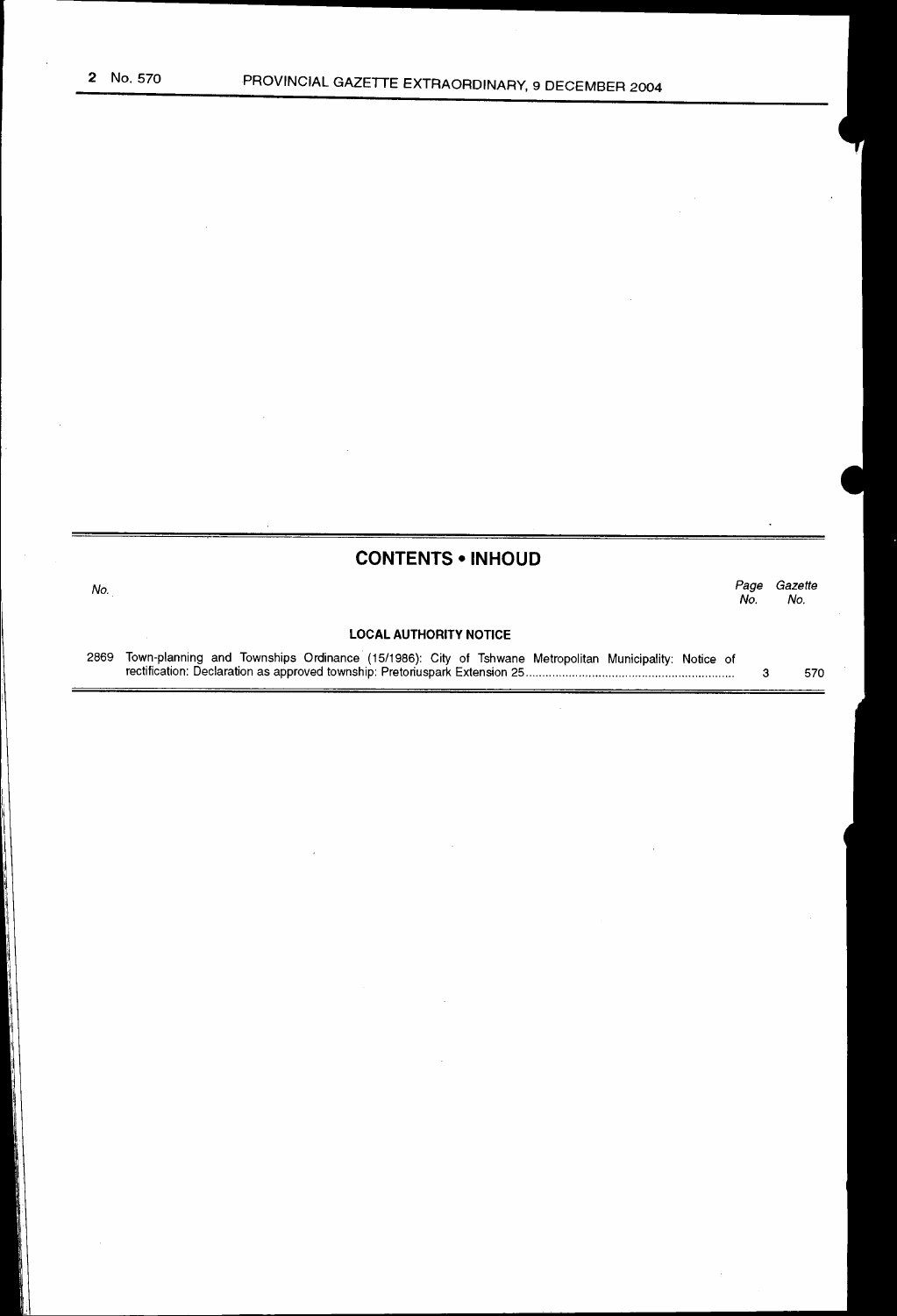## CONTENTS • INHOUD

| No. | | Page No. | Gazette No. |
|---|---|---|---|
| | **LOCAL AUTHORITY NOTICE** | | |
| 2869 | Town-planning and Townships Ordinance (15/1986): City of Tshwane Metropolitan Municipality: Notice of rectification: Declaration as approved township: Pretoriuspark Extension 25 | 3 | 570 |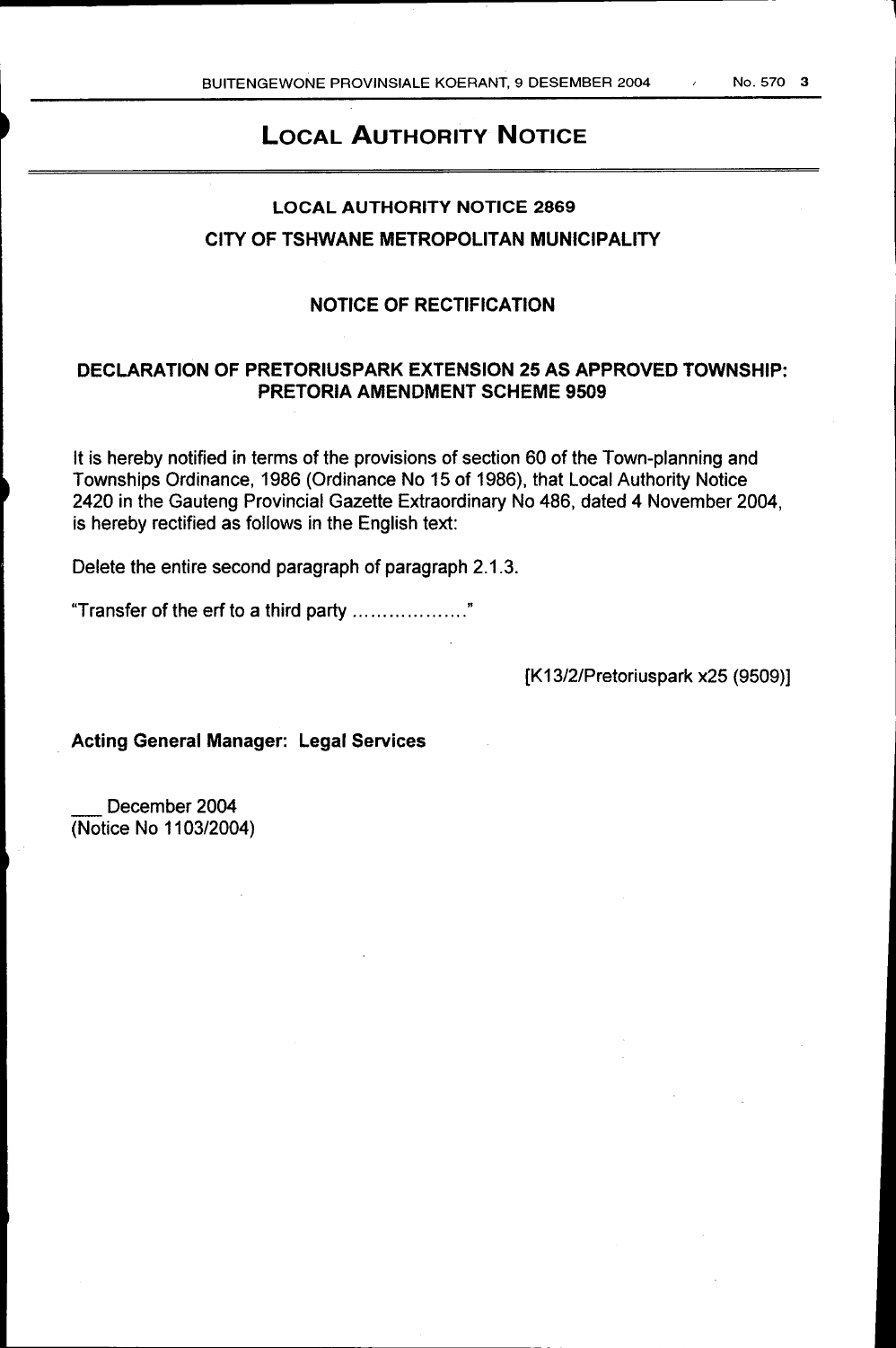# LOCAL AUTHORITY NOTICE

## LOCAL AUTHORITY NOTICE 2869

## CITY OF TSHWANE METROPOLITAN MUNICIPALITY

### NOTICE OF RECTIFICATION

### DECLARATION OF PRETORIUSPARK EXTENSION 25 AS APPROVED TOWNSHIP: PRETORIA AMENDMENT SCHEME 9509

It is hereby notified in terms of the provisions of section 60 of the Town-planning and Townships Ordinance, 1986 (Ordinance No 15 of 1986), that Local Authority Notice 2420 in the Gauteng Provincial Gazette Extraordinary No 486, dated 4 November 2004, is hereby rectified as follows in the English text:

Delete the entire second paragraph of paragraph 2.1.3.

"Transfer of the erf to a third party ..................."

[K13/2/Pretoriuspark x25 (9509)]

**Acting General Manager: Legal Services**

___ December 2004
(Notice No 1103/2004)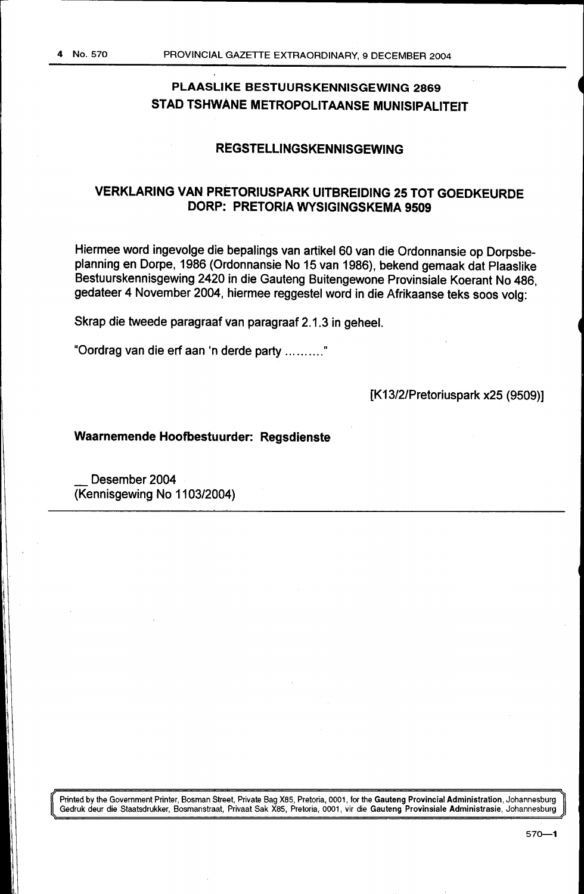## PLAASLIKE BESTUURSKENNISGEWING 2869

## STAD TSHWANE METROPOLITAANSE MUNISIPALITEIT

### REGSTELLINGSKENNISGEWING

### VERKLARING VAN PRETORIUSPARK UITBREIDING 25 TOT GOEDKEURDE DORP: PRETORIA WYSIGINGSKEMA 9509

Hiermee word ingevolge die bepalings van artikel 60 van die Ordonnansie op Dorpsbeplanning en Dorpe, 1986 (Ordonnansie No 15 van 1986), bekend gemaak dat Plaaslike Bestuurskennisgewing 2420 in die Gauteng Buitengewone Provinsiale Koerant No 486, gedateer 4 November 2004, hiermee reggestel word in die Afrikaanse teks soos volg:

Skrap die tweede paragraaf van paragraaf 2.1.3 in geheel.

"Oordrag van die erf aan 'n derde party .........."

[K13/2/Pretoriuspark x25 (9509)]

**Waarnemende Hoofbestuurder: Regsdienste**

__ Desember 2004
(Kennisgewing No 1103/2004)

Printed by the Government Printer, Bosman Street, Private Bag X85, Pretoria, 0001, for the **Gauteng Provincial Administration**, Johannesburg
Gedruk deur die Staatsdrukker, Bosmanstraat, Privaat Sak X85, Pretoria, 0001, vir die **Gauteng Provinsiale Administrasie**, Johannesburg